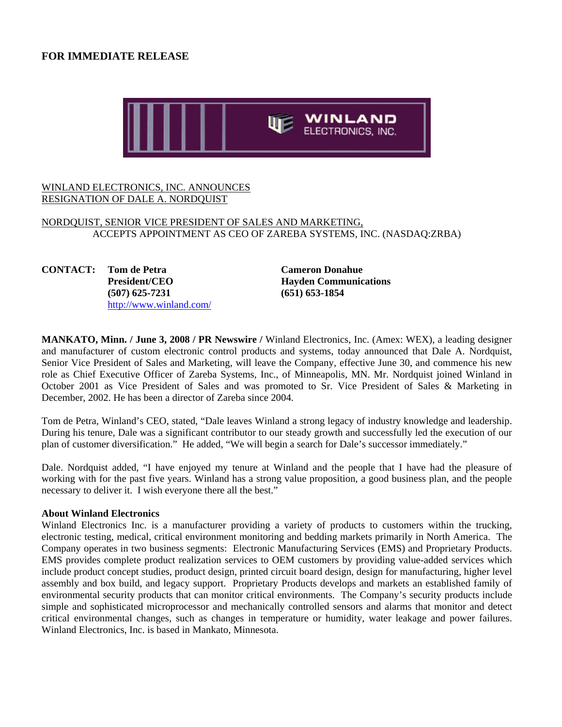**FOR IMMEDIATE RELEASE**

WINLAND ELECTRONICS, INC.

WINLAND ELECTRONICS, INC. ANNOUNCES RESIGNATION OF DALE A. NORDQUIST

NORDQUIST, SENIOR VICE PRESIDENT OF SALES AND MARKETING, ACCEPTS APPOINTMENT AS CEO OF ZAREBA SYSTEMS, INC. (NASDAQ:ZRBA)

**CONTACT:** **Tom de Petra**
**President/CEO**
**(507) 625-7231**
http://www.winland.com/

**Cameron Donahue**
**Hayden Communications**
**(651) 653-1854**

**MANKATO, Minn. / June 3, 2008 / PR Newswire /** Winland Electronics, Inc. (Amex: WEX), a leading designer and manufacturer of custom electronic control products and systems, today announced that Dale A. Nordquist, Senior Vice President of Sales and Marketing, will leave the Company, effective June 30, and commence his new role as Chief Executive Officer of Zareba Systems, Inc., of Minneapolis, MN. Mr. Nordquist joined Winland in October 2001 as Vice President of Sales and was promoted to Sr. Vice President of Sales & Marketing in December, 2002. He has been a director of Zareba since 2004.

Tom de Petra, Winland's CEO, stated, "Dale leaves Winland a strong legacy of industry knowledge and leadership. During his tenure, Dale was a significant contributor to our steady growth and successfully led the execution of our plan of customer diversification." He added, "We will begin a search for Dale's successor immediately."

Dale. Nordquist added, "I have enjoyed my tenure at Winland and the people that I have had the pleasure of working with for the past five years. Winland has a strong value proposition, a good business plan, and the people necessary to deliver it. I wish everyone there all the best."

**About Winland Electronics**

Winland Electronics Inc. is a manufacturer providing a variety of products to customers within the trucking, electronic testing, medical, critical environment monitoring and bedding markets primarily in North America. The Company operates in two business segments: Electronic Manufacturing Services (EMS) and Proprietary Products. EMS provides complete product realization services to OEM customers by providing value-added services which include product concept studies, product design, printed circuit board design, design for manufacturing, higher level assembly and box build, and legacy support. Proprietary Products develops and markets an established family of environmental security products that can monitor critical environments. The Company's security products include simple and sophisticated microprocessor and mechanically controlled sensors and alarms that monitor and detect critical environmental changes, such as changes in temperature or humidity, water leakage and power failures. Winland Electronics, Inc. is based in Mankato, Minnesota.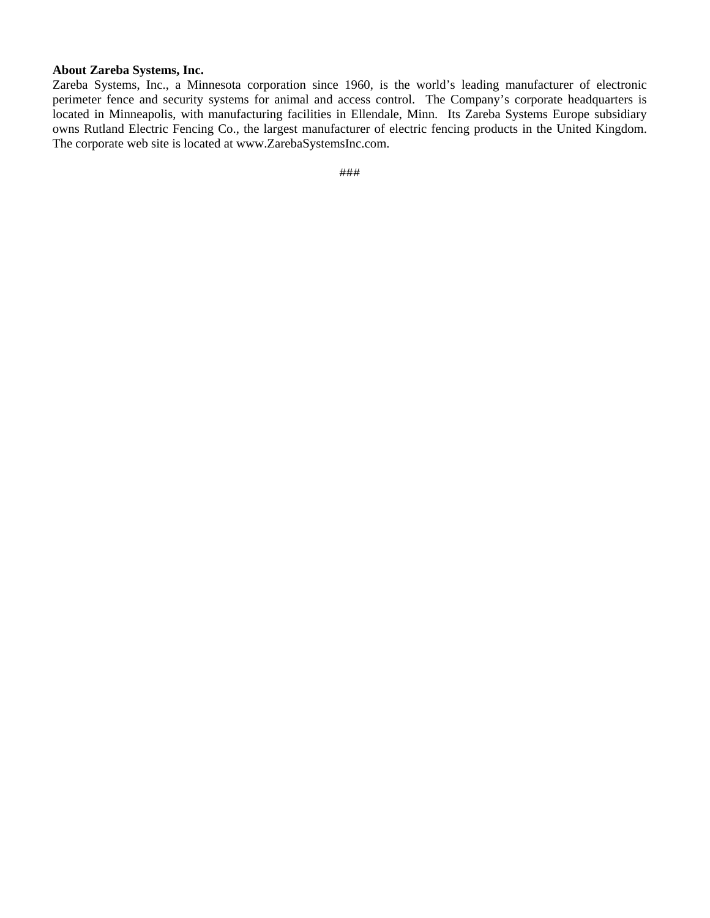**About Zareba Systems, Inc.**

Zareba Systems, Inc., a Minnesota corporation since 1960, is the world's leading manufacturer of electronic perimeter fence and security systems for animal and access control. The Company's corporate headquarters is located in Minneapolis, with manufacturing facilities in Ellendale, Minn. Its Zareba Systems Europe subsidiary owns Rutland Electric Fencing Co., the largest manufacturer of electric fencing products in the United Kingdom. The corporate web site is located at www.ZarebaSystemsInc.com.

###